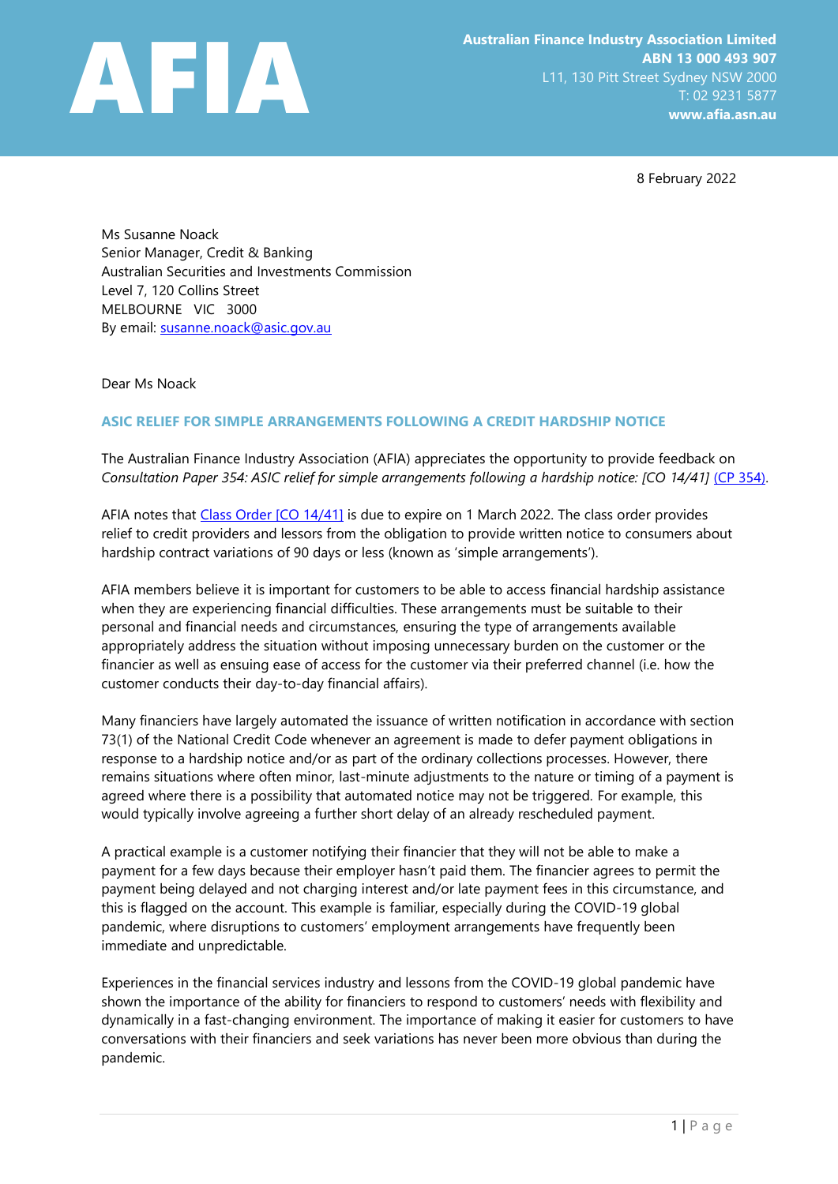**AFIA**

**Australian Finance Industry Association Limited**
**ABN 13 000 493 907**
L11, 130 Pitt Street Sydney NSW 2000
T: 02 9231 5877
**www.afia.asn.au**

8 February 2022

Ms Susanne Noack
Senior Manager, Credit & Banking
Australian Securities and Investments Commission
Level 7, 120 Collins Street
MELBOURNE VIC 3000
By email: susanne.noack@asic.gov.au

Dear Ms Noack

**ASIC RELIEF FOR SIMPLE ARRANGEMENTS FOLLOWING A CREDIT HARDSHIP NOTICE**

The Australian Finance Industry Association (AFIA) appreciates the opportunity to provide feedback on *Consultation Paper 354: ASIC relief for simple arrangements following a hardship notice: [CO 14/41]* (CP 354).

AFIA notes that Class Order [CO 14/41] is due to expire on 1 March 2022. The class order provides relief to credit providers and lessors from the obligation to provide written notice to consumers about hardship contract variations of 90 days or less (known as 'simple arrangements').

AFIA members believe it is important for customers to be able to access financial hardship assistance when they are experiencing financial difficulties. These arrangements must be suitable to their personal and financial needs and circumstances, ensuring the type of arrangements available appropriately address the situation without imposing unnecessary burden on the customer or the financier as well as ensuing ease of access for the customer via their preferred channel (i.e. how the customer conducts their day-to-day financial affairs).

Many financiers have largely automated the issuance of written notification in accordance with section 73(1) of the National Credit Code whenever an agreement is made to defer payment obligations in response to a hardship notice and/or as part of the ordinary collections processes. However, there remains situations where often minor, last-minute adjustments to the nature or timing of a payment is agreed where there is a possibility that automated notice may not be triggered. For example, this would typically involve agreeing a further short delay of an already rescheduled payment.

A practical example is a customer notifying their financier that they will not be able to make a payment for a few days because their employer hasn't paid them. The financier agrees to permit the payment being delayed and not charging interest and/or late payment fees in this circumstance, and this is flagged on the account. This example is familiar, especially during the COVID-19 global pandemic, where disruptions to customers' employment arrangements have frequently been immediate and unpredictable.

Experiences in the financial services industry and lessons from the COVID-19 global pandemic have shown the importance of the ability for financiers to respond to customers' needs with flexibility and dynamically in a fast-changing environment. The importance of making it easier for customers to have conversations with their financiers and seek variations has never been more obvious than during the pandemic.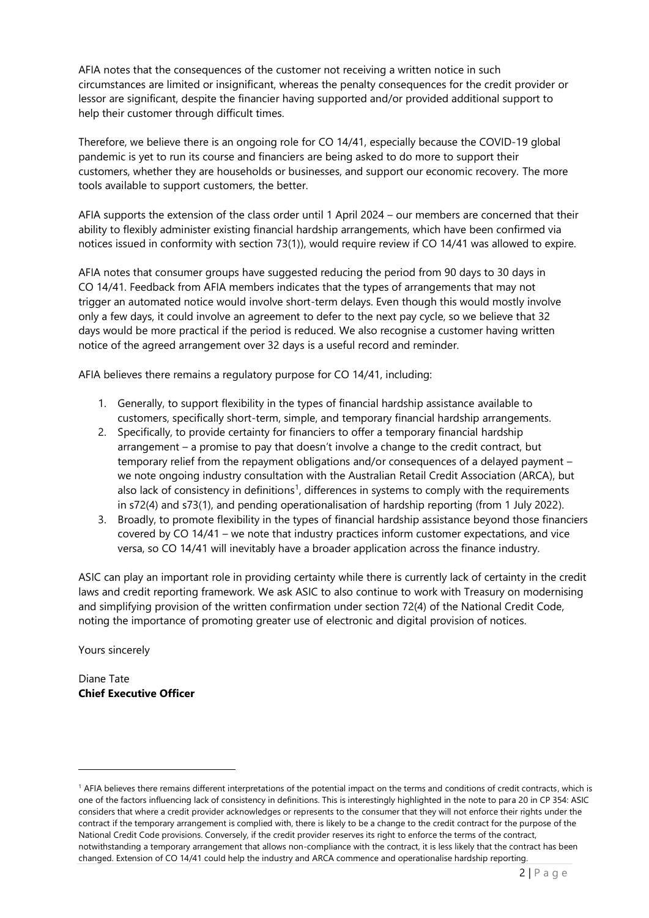AFIA notes that the consequences of the customer not receiving a written notice in such circumstances are limited or insignificant, whereas the penalty consequences for the credit provider or lessor are significant, despite the financier having supported and/or provided additional support to help their customer through difficult times.

Therefore, we believe there is an ongoing role for CO 14/41, especially because the COVID-19 global pandemic is yet to run its course and financiers are being asked to do more to support their customers, whether they are households or businesses, and support our economic recovery. The more tools available to support customers, the better.

AFIA supports the extension of the class order until 1 April 2024 – our members are concerned that their ability to flexibly administer existing financial hardship arrangements, which have been confirmed via notices issued in conformity with section 73(1)), would require review if CO 14/41 was allowed to expire.

AFIA notes that consumer groups have suggested reducing the period from 90 days to 30 days in CO 14/41. Feedback from AFIA members indicates that the types of arrangements that may not trigger an automated notice would involve short-term delays. Even though this would mostly involve only a few days, it could involve an agreement to defer to the next pay cycle, so we believe that 32 days would be more practical if the period is reduced. We also recognise a customer having written notice of the agreed arrangement over 32 days is a useful record and reminder.

AFIA believes there remains a regulatory purpose for CO 14/41, including:

1. Generally, to support flexibility in the types of financial hardship assistance available to customers, specifically short-term, simple, and temporary financial hardship arrangements.
2. Specifically, to provide certainty for financiers to offer a temporary financial hardship arrangement – a promise to pay that doesn't involve a change to the credit contract, but temporary relief from the repayment obligations and/or consequences of a delayed payment – we note ongoing industry consultation with the Australian Retail Credit Association (ARCA), but also lack of consistency in definitions[1], differences in systems to comply with the requirements in s72(4) and s73(1), and pending operationalisation of hardship reporting (from 1 July 2022).
3. Broadly, to promote flexibility in the types of financial hardship assistance beyond those financiers covered by CO 14/41 – we note that industry practices inform customer expectations, and vice versa, so CO 14/41 will inevitably have a broader application across the finance industry.

ASIC can play an important role in providing certainty while there is currently lack of certainty in the credit laws and credit reporting framework. We ask ASIC to also continue to work with Treasury on modernising and simplifying provision of the written confirmation under section 72(4) of the National Credit Code, noting the importance of promoting greater use of electronic and digital provision of notices.

Yours sincerely

Diane Tate
**Chief Executive Officer**

---

[1] AFIA believes there remains different interpretations of the potential impact on the terms and conditions of credit contracts, which is one of the factors influencing lack of consistency in definitions. This is interestingly highlighted in the note to para 20 in CP 354: ASIC considers that where a credit provider acknowledges or represents to the consumer that they will not enforce their rights under the contract if the temporary arrangement is complied with, there is likely to be a change to the credit contract for the purpose of the National Credit Code provisions. Conversely, if the credit provider reserves its right to enforce the terms of the contract, notwithstanding a temporary arrangement that allows non-compliance with the contract, it is less likely that the contract has been changed. Extension of CO 14/41 could help the industry and ARCA commence and operationalise hardship reporting.